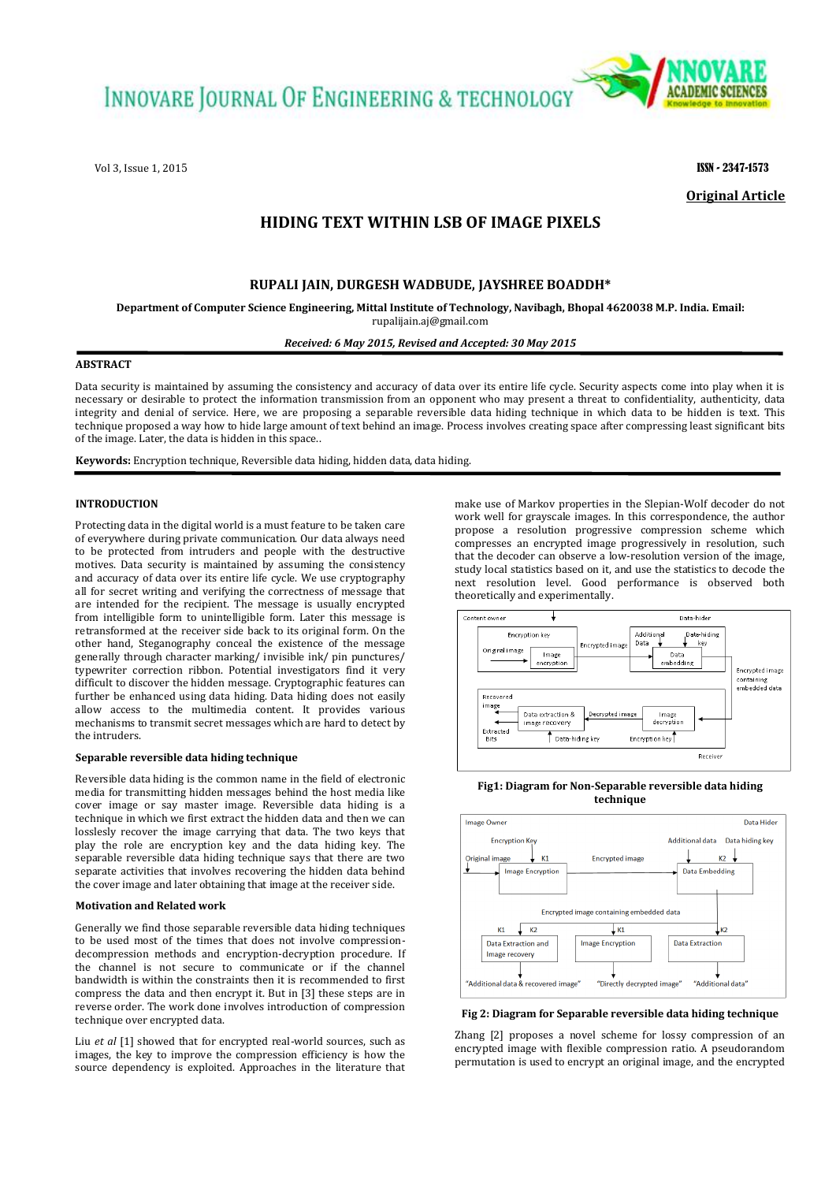# HIDING TEXT WITHIN LSB OF IMAGE PIXELS

**RUPALI JAIN, DURGESH WADBUDE, JAYSHREE BOADDH***

**Department of Computer Science Engineering, Mittal Institute of Technology, Navibagh, Bhopal 4620038 M.P. India. Email:** rupalijain.aj@gmail.com

***Received: 6 May 2015, Revised and Accepted: 30 May 2015***

**ABSTRACT**

Data security is maintained by assuming the consistency and accuracy of data over its entire life cycle. Security aspects come into play when it is necessary or desirable to protect the information transmission from an opponent who may present a threat to confidentiality, authenticity, data integrity and denial of service. Here, we are proposing a separable reversible data hiding technique in which data to be hidden is text. This technique proposed a way how to hide large amount of text behind an image. Process involves creating space after compressing least significant bits of the image. Later, the data is hidden in this space..

**Keywords:** Encryption technique, Reversible data hiding, hidden data, data hiding.

## INTRODUCTION

Protecting data in the digital world is a must feature to be taken care of everywhere during private communication. Our data always need to be protected from intruders and people with the destructive motives. Data security is maintained by assuming the consistency and accuracy of data over its entire life cycle. We use cryptography all for secret writing and verifying the correctness of message that are intended for the recipient. The message is usually encrypted from intelligible form to unintelligible form. Later this message is retransformed at the receiver side back to its original form. On the other hand, Steganography conceal the existence of the message generally through character marking/ invisible ink/ pin punctures/ typewriter correction ribbon. Potential investigators find it very difficult to discover the hidden message. Cryptographic features can further be enhanced using data hiding. Data hiding does not easily allow access to the multimedia content. It provides various mechanisms to transmit secret messages which are hard to detect by the intruders.

### Separable reversible data hiding technique

Reversible data hiding is the common name in the field of electronic media for transmitting hidden messages behind the host media like cover image or say master image. Reversible data hiding is a technique in which we first extract the hidden data and then we can losslessly recover the image carrying that data. The two keys that play the role are encryption key and the data hiding key. The separable reversible data hiding technique says that there are two separate activities that involves recovering the hidden data behind the cover image and later obtaining that image at the receiver side.

### Motivation and Related work

Generally we find those separable reversible data hiding techniques to be used most of the times that does not involve compression-decompression methods and encryption-decryption procedure. If the channel is not secure to communicate or if the channel bandwidth is within the constraints then it is recommended to first compress the data and then encrypt it. But in [3] these steps are in reverse order. The work done involves introduction of compression technique over encrypted data.

Liu *et al* [1] showed that for encrypted real-world sources, such as images, the key to improve the compression efficiency is how the source dependency is exploited. Approaches in the literature that make use of Markov properties in the Slepian-Wolf decoder do not work well for grayscale images. In this correspondence, the author propose a resolution progressive compression scheme which compresses an encrypted image progressively in resolution, such that the decoder can observe a low-resolution version of the image, study local statistics based on it, and use the statistics to decode the next resolution level. Good performance is observed both theoretically and experimentally.

**Fig1: Diagram for Non-Separable reversible data hiding technique**

**Fig 2: Diagram for Separable reversible data hiding technique**

Zhang [2] proposes a novel scheme for lossy compression of an encrypted image with flexible compression ratio. A pseudorandom permutation is used to encrypt an original image, and the encrypted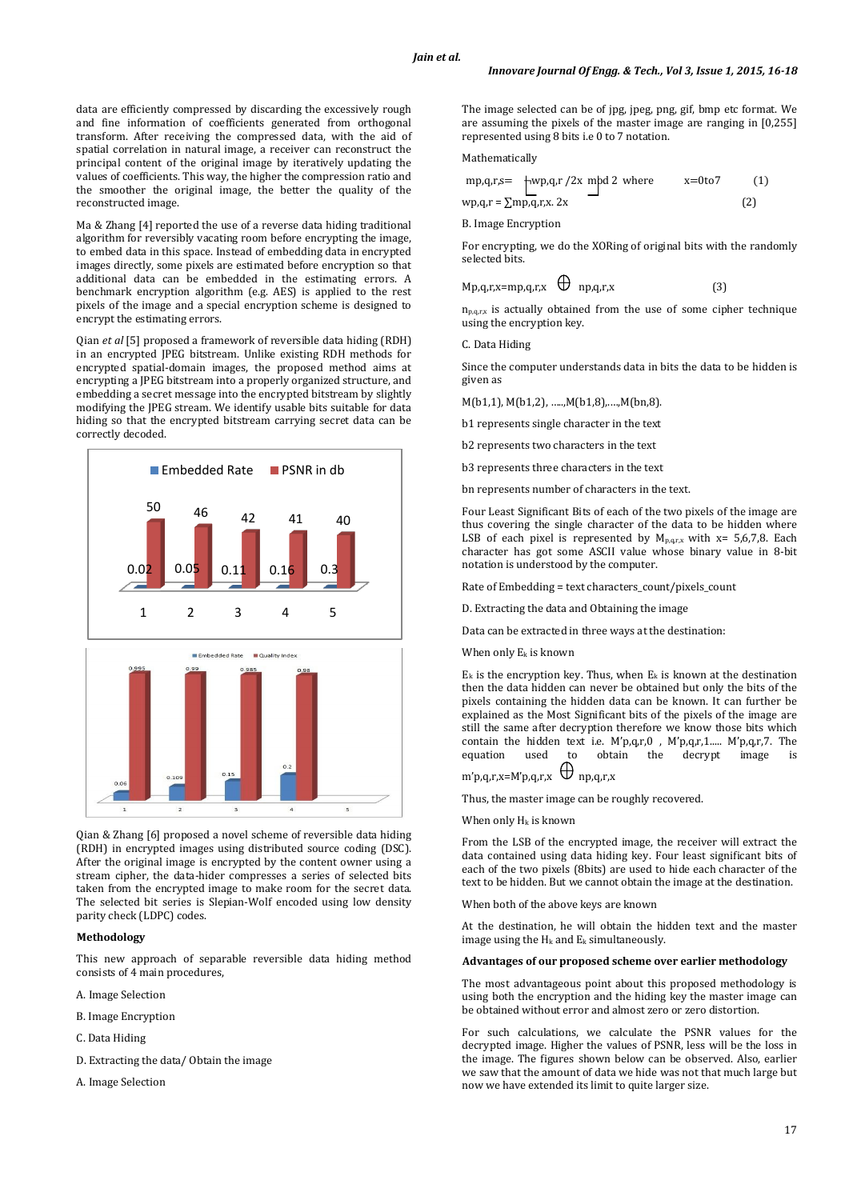data are efficiently compressed by discarding the excessively rough and fine information of coefficients generated from orthogonal transform. After receiving the compressed data, with the aid of spatial correlation in natural image, a receiver can reconstruct the principal content of the original image by iteratively updating the values of coefficients. This way, the higher the compression ratio and the smoother the original image, the better the quality of the reconstructed image.

Ma & Zhang [4] reported the use of a reverse data hiding traditional algorithm for reversibly vacating room before encrypting the image, to embed data in this space. Instead of embedding data in encrypted images directly, some pixels are estimated before encryption so that additional data can be embedded in the estimating errors. A benchmark encryption algorithm (e.g. AES) is applied to the rest pixels of the image and a special encryption scheme is designed to encrypt the estimating errors.

Qian *et al* [5] proposed a framework of reversible data hiding (RDH) in an encrypted JPEG bitstream. Unlike existing RDH methods for encrypted spatial-domain images, the proposed method aims at encrypting a JPEG bitstream into a properly organized structure, and embedding a secret message into the encrypted bitstream by slightly modifying the JPEG stream. We identify usable bits suitable for data hiding so that the encrypted bitstream carrying secret data can be correctly decoded.

| | 1 | 2 | 3 | 4 | 5 |
|---|---|---|---|---|---|
| Embedded Rate | 0.02 | 0.05 | 0.11 | 0.16 | 0.3 |
| PSNR in db | 50 | 46 | 42 | 41 | 40 |

| | 1 | 2 | 3 | 4 | 5 |
|---|---|---|---|---|---|
| Embedded Rate | 0.06 | 0.109 | 0.15 | 0.2 | |
| Quality Index | 0.995 | 0.99 | 0.985 | 0.98 | |

Qian & Zhang [6] proposed a novel scheme of reversible data hiding (RDH) in encrypted images using distributed source coding (DSC). After the original image is encrypted by the content owner using a stream cipher, the data-hider compresses a series of selected bits taken from the encrypted image to make room for the secret data. The selected bit series is Slepian-Wolf encoded using low density parity check (LDPC) codes.

**Methodology**

This new approach of separable reversible data hiding method consists of 4 main procedures,

A. Image Selection

B. Image Encryption

C. Data Hiding

D. Extracting the data/ Obtain the image

A. Image Selection

The image selected can be of jpg, jpeg, png, gif, bmp etc format. We are assuming the pixels of the master image are ranging in [0,255] represented using 8 bits i.e 0 to 7 notation.

Mathematically

$$mp,q,r,s = \lfloor wp,q,r / 2x \rfloor \bmod 2 \quad \text{where} \quad x=0 \text{to} 7 \quad (1)$$

$$wp,q,r = \sum mp,q,r,x. \; 2x \quad (2)$$

B. Image Encryption

For encrypting, we do the XORing of original bits with the randomly selected bits.

$$Mp,q,r,x = mp,q,r,x \oplus np,q,r,x \quad (3)$$

$n_{p,q,r,x}$ is actually obtained from the use of some cipher technique using the encryption key.

C. Data Hiding

Since the computer understands data in bits the data to be hidden is given as

M(b1,1), M(b1,2), .....,M(b1,8),....,M(bn,8).

b1 represents single character in the text

b2 represents two characters in the text

b3 represents three characters in the text

bn represents number of characters in the text.

Four Least Significant Bits of each of the two pixels of the image are thus covering the single character of the data to be hidden where LSB of each pixel is represented by $M_{p,q,r,x}$ with x= 5,6,7,8. Each character has got some ASCII value whose binary value in 8-bit notation is understood by the computer.

Rate of Embedding = text characters_count/pixels_count

D. Extracting the data and Obtaining the image

Data can be extracted in three ways at the destination:

When only $E_k$ is known

$E_k$ is the encryption key. Thus, when $E_k$ is known at the destination then the data hidden can never be obtained but only the bits of the pixels containing the hidden data can be known. It can further be explained as the Most Significant bits of the pixels of the image are still the same after decryption therefore we know those bits which contain the hidden text i.e. M'p,q,r,0 , M'p,q,r,1..... M'p,q,r,7. The equation used to obtain the decrypt image is

$$m'p,q,r,x = M'p,q,r,x \oplus np,q,r,x$$

Thus, the master image can be roughly recovered.

When only $H_k$ is known

From the LSB of the encrypted image, the receiver will extract the data contained using data hiding key. Four least significant bits of each of the two pixels (8bits) are used to hide each character of the text to be hidden. But we cannot obtain the image at the destination.

When both of the above keys are known

At the destination, he will obtain the hidden text and the master image using the $H_k$ and $E_k$ simultaneously.

**Advantages of our proposed scheme over earlier methodology**

The most advantageous point about this proposed methodology is using both the encryption and the hiding key the master image can be obtained without error and almost zero or zero distortion.

For such calculations, we calculate the PSNR values for the decrypted image. Higher the values of PSNR, less will be the loss in the image. The figures shown below can be observed. Also, earlier we saw that the amount of data we hide was not that much large but now we have extended its limit to quite larger size.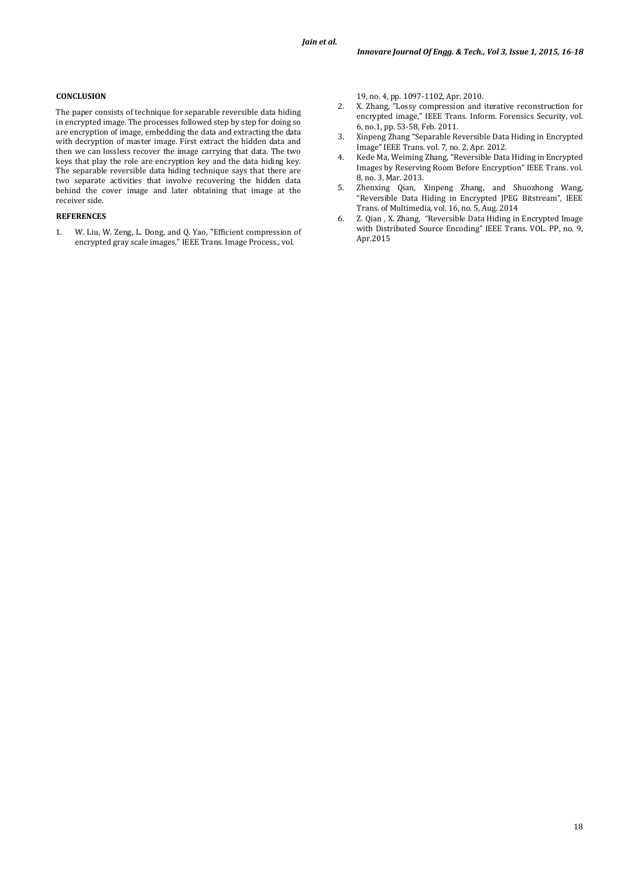## CONCLUSION

The paper consists of technique for separable reversible data hiding in encrypted image. The processes followed step by step for doing so are encryption of image, embedding the data and extracting the data with decryption of master image. First extract the hidden data and then we can lossless recover the image carrying that data. The two keys that play the role are encryption key and the data hiding key. The separable reversible data hiding technique says that there are two separate activities that involve recovering the hidden data behind the cover image and later obtaining that image at the receiver side.

## REFERENCES

1. W. Liu, W. Zeng, L. Dong, and Q. Yao, "Efficient compression of encrypted gray scale images," IEEE Trans. Image Process., vol. 19, no. 4, pp. 1097-1102, Apr. 2010.
2. X. Zhang, "Lossy compression and iterative reconstruction for encrypted image," IEEE Trans. Inform. Forensics Security, vol. 6, no.1, pp. 53-58, Feb. 2011.
3. Xinpeng Zhang "Separable Reversible Data Hiding in Encrypted Image" IEEE Trans. vol. 7, no. 2, Apr. 2012.
4. Kede Ma, Weiming Zhang, "Reversible Data Hiding in Encrypted Images by Reserving Room Before Encryption" IEEE Trans. vol. 8, no. 3, Mar. 2013.
5. Zhenxing Qian, Xinpeng Zhang, and Shuozhong Wang, "Reversible Data Hiding in Encrypted JPEG Bitstream", IEEE Trans. of Multimedia, vol. 16, no. 5, Aug. 2014
6. Z. Qian , X. Zhang, "Reversible Data Hiding in Encrypted Image with Distributed Source Encoding" IEEE Trans. VOL. PP, no. 9, Apr.2015